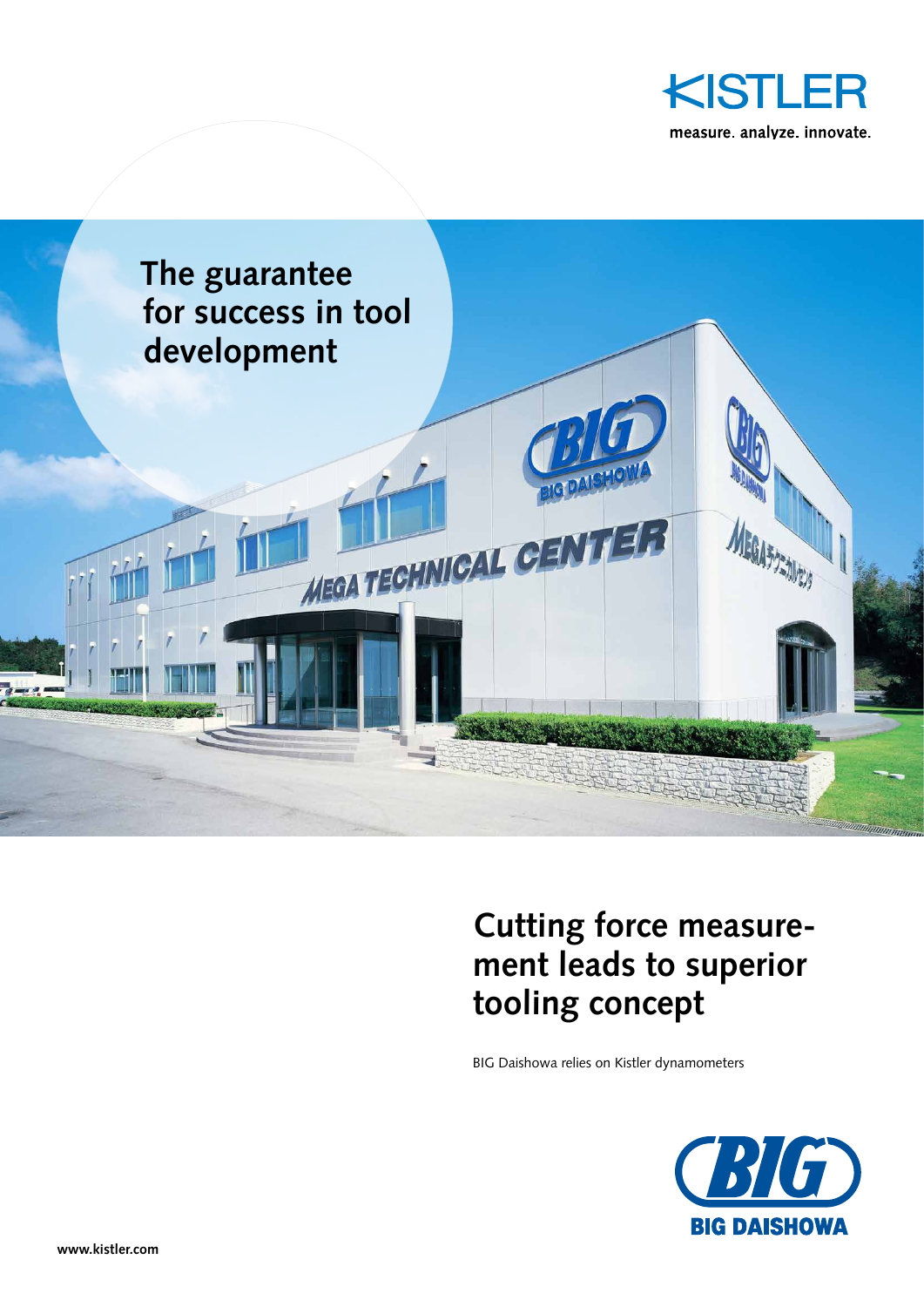KISTLER

measure. analyze. innovate.

# The guarantee for success in tool development

# Cutting force measurement leads to superior tooling concept

BIG Daishowa relies on Kistler dynamometers

BIG DAISHOWA

www.kistler.com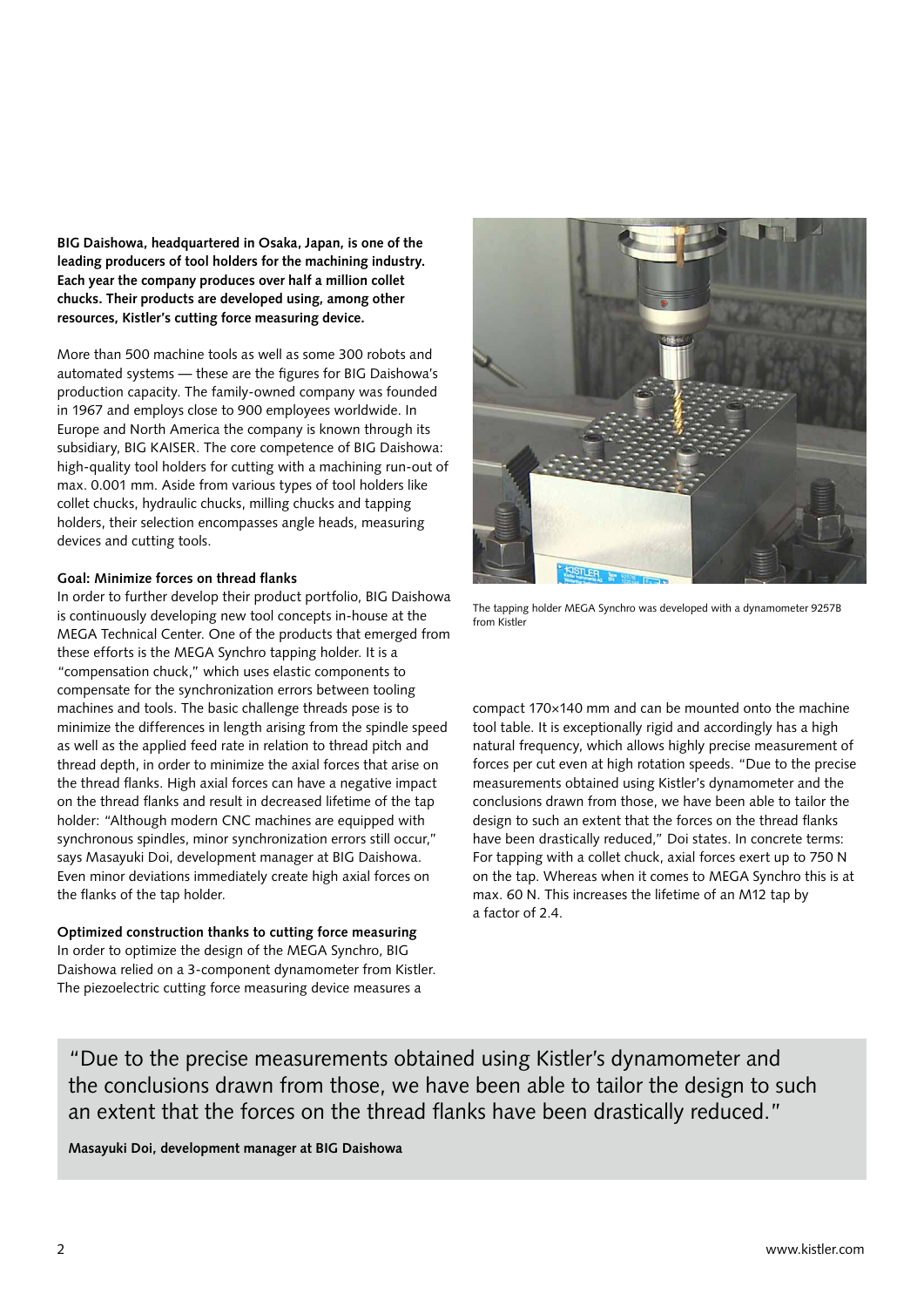**BIG Daishowa, headquartered in Osaka, Japan, is one of the leading producers of tool holders for the machining industry. Each year the company produces over half a million collet chucks. Their products are developed using, among other resources, Kistler's cutting force measuring device.**

More than 500 machine tools as well as some 300 robots and automated systems — these are the figures for BIG Daishowa's production capacity. The family-owned company was founded in 1967 and employs close to 900 employees worldwide. In Europe and North America the company is known through its subsidiary, BIG KAISER. The core competence of BIG Daishowa: high-quality tool holders for cutting with a machining run-out of max. 0.001 mm. Aside from various types of tool holders like collet chucks, hydraulic chucks, milling chucks and tapping holders, their selection encompasses angle heads, measuring devices and cutting tools.

### Goal: Minimize forces on thread flanks

In order to further develop their product portfolio, BIG Daishowa is continuously developing new tool concepts in-house at the MEGA Technical Center. One of the products that emerged from these efforts is the MEGA Synchro tapping holder. It is a "compensation chuck," which uses elastic components to compensate for the synchronization errors between tooling machines and tools. The basic challenge threads pose is to minimize the differences in length arising from the spindle speed as well as the applied feed rate in relation to thread pitch and thread depth, in order to minimize the axial forces that arise on the thread flanks. High axial forces can have a negative impact on the thread flanks and result in decreased lifetime of the tap holder: "Although modern CNC machines are equipped with synchronous spindles, minor synchronization errors still occur," says Masayuki Doi, development manager at BIG Daishowa. Even minor deviations immediately create high axial forces on the flanks of the tap holder.

### Optimized construction thanks to cutting force measuring

In order to optimize the design of the MEGA Synchro, BIG Daishowa relied on a 3-component dynamometer from Kistler. The piezoelectric cutting force measuring device measures a compact 170×140 mm and can be mounted onto the machine tool table. It is exceptionally rigid and accordingly has a high natural frequency, which allows highly precise measurement of forces per cut even at high rotation speeds. "Due to the precise measurements obtained using Kistler's dynamometer and the conclusions drawn from those, we have been able to tailor the design to such an extent that the forces on the thread flanks have been drastically reduced," Doi states. In concrete terms: For tapping with a collet chuck, axial forces exert up to 750 N on the tap. Whereas when it comes to MEGA Synchro this is at max. 60 N. This increases the lifetime of an M12 tap by a factor of 2.4.

The tapping holder MEGA Synchro was developed with a dynamometer 9257B from Kistler

> "Due to the precise measurements obtained using Kistler's dynamometer and the conclusions drawn from those, we have been able to tailor the design to such an extent that the forces on the thread flanks have been drastically reduced."
>
> **Masayuki Doi, development manager at BIG Daishowa**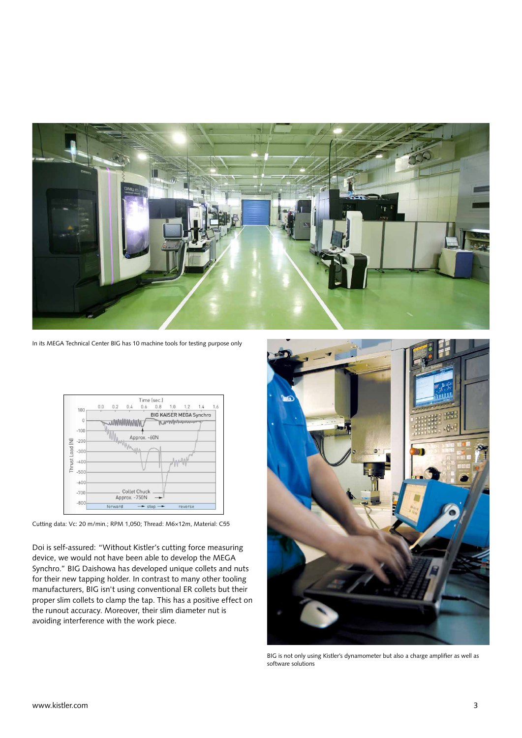In its MEGA Technical Center BIG has 10 machine tools for testing purpose only

Cutting data: Vc: 20 m/min.; RPM 1,050; Thread: M6×12m, Material: C55

Doi is self-assured: "Without Kistler's cutting force measuring device, we would not have been able to develop the MEGA Synchro." BIG Daishowa has developed unique collets and nuts for their new tapping holder. In contrast to many other tooling manufacturers, BIG isn't using conventional ER collets but their proper slim collets to clamp the tap. This has a positive effect on the runout accuracy. Moreover, their slim diameter nut is avoiding interference with the work piece.

BIG is not only using Kistler's dynamometer but also a charge amplifier as well as software solutions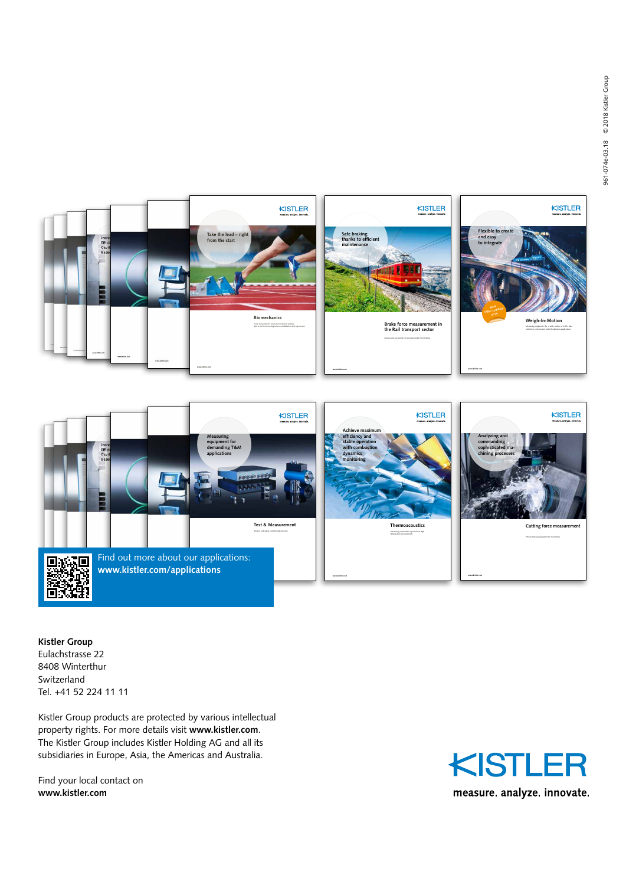Find out more about our applications:
**www.kistler.com/applications**

**Kistler Group**
Eulachstrasse 22
8408 Winterthur
Switzerland
Tel. +41 52 224 11 11

Kistler Group products are protected by various intellectual property rights. For more details visit **www.kistler.com**. The Kistler Group includes Kistler Holding AG and all its subsidiaries in Europe, Asia, the Americas and Australia.

Find your local contact on
**www.kistler.com**

KISTLER
measure. analyze. innovate.

961-074e-03.18 © 2018 Kistler Group